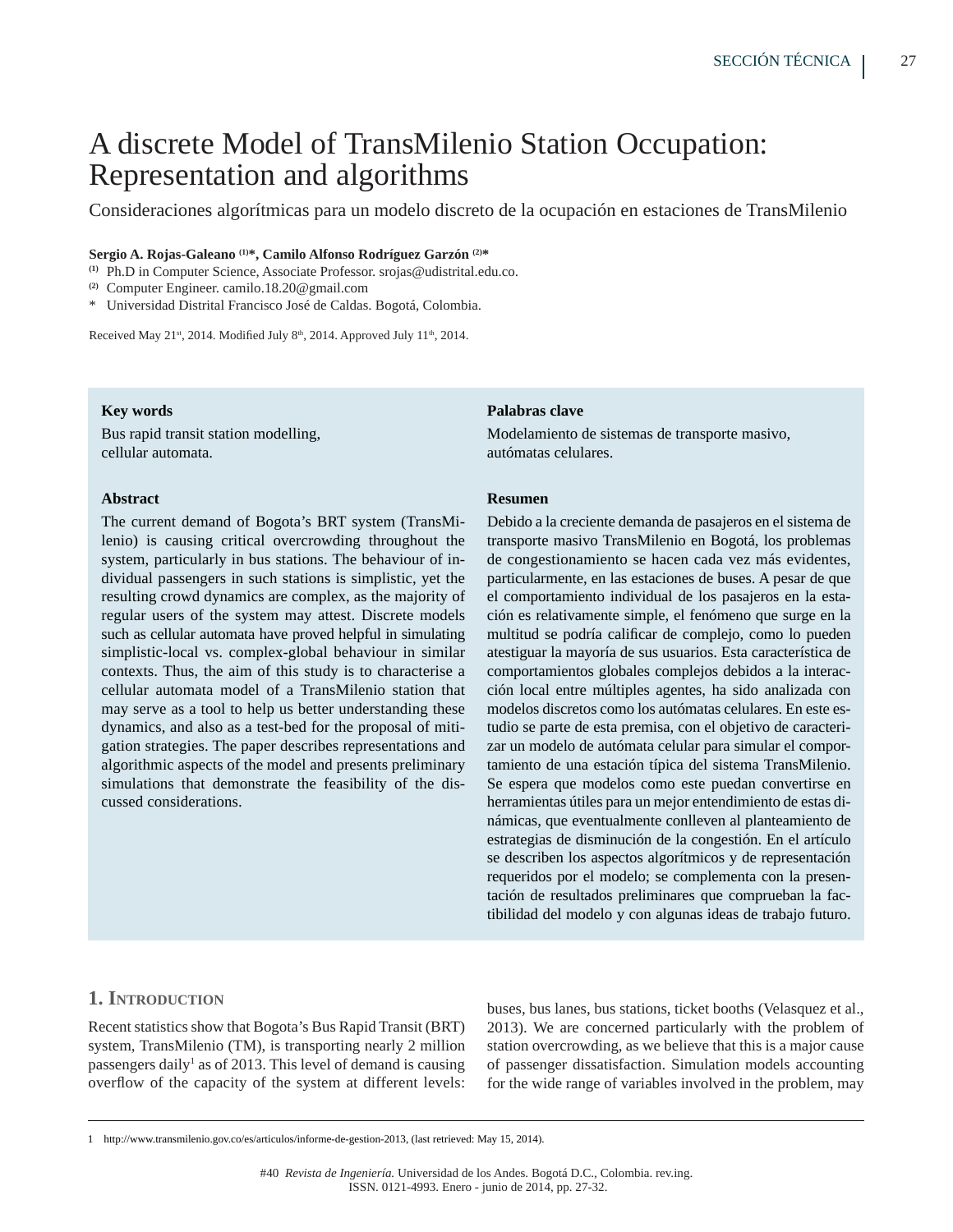# A discrete Model of TransMilenio Station Occupation: Representation and algorithms

## Consideraciones algorítmicas para un modelo discreto de la ocupación en estaciones de TransMilenio

**Sergio A. Rojas-Galeano [(1)]*, Camilo Alfonso Rodríguez Garzón [(2)]***

[(1)] Ph.D in Computer Science, Associate Professor. srojas@udistrital.edu.co.
[(2)] Computer Engineer. camilo.18.20@gmail.com
* Universidad Distrital Francisco José de Caldas. Bogotá, Colombia.

Received May 21st, 2014. Modified July 8th, 2014. Approved July 11th, 2014.

**Key words**

Bus rapid transit station modelling, cellular automata.

**Abstract**

The current demand of Bogota's BRT system (TransMilenio) is causing critical overcrowding throughout the system, particularly in bus stations. The behaviour of individual passengers in such stations is simplistic, yet the resulting crowd dynamics are complex, as the majority of regular users of the system may attest. Discrete models such as cellular automata have proved helpful in simulating simplistic-local vs. complex-global behaviour in similar contexts. Thus, the aim of this study is to characterise a cellular automata model of a TransMilenio station that may serve as a tool to help us better understanding these dynamics, and also as a test-bed for the proposal of mitigation strategies. The paper describes representations and algorithmic aspects of the model and presents preliminary simulations that demonstrate the feasibility of the discussed considerations.

**Palabras clave**

Modelamiento de sistemas de transporte masivo, autómatas celulares.

**Resumen**

Debido a la creciente demanda de pasajeros en el sistema de transporte masivo TransMilenio en Bogotá, los problemas de congestionamiento se hacen cada vez más evidentes, particularmente, en las estaciones de buses. A pesar de que el comportamiento individual de los pasajeros en la estación es relativamente simple, el fenómeno que surge en la multitud se podría calificar de complejo, como lo pueden atestiguar la mayoría de sus usuarios. Esta característica de comportamientos globales complejos debidos a la interacción local entre múltiples agentes, ha sido analizada con modelos discretos como los autómatas celulares. En este estudio se parte de esta premisa, con el objetivo de caracterizar un modelo de autómata celular para simular el comportamiento de una estación típica del sistema TransMilenio. Se espera que modelos como este puedan convertirse en herramientas útiles para un mejor entendimiento de estas dinámicas, que eventualmente conlleven al planteamiento de estrategias de disminución de la congestión. En el artículo se describen los aspectos algorítmicos y de representación requeridos por el modelo; se complementa con la presentación de resultados preliminares que comprueban la factibilidad del modelo y con algunas ideas de trabajo futuro.

## 1. Introduction

Recent statistics show that Bogota's Bus Rapid Transit (BRT) system, TransMilenio (TM), is transporting nearly 2 million passengers daily[1] as of 2013. This level of demand is causing overflow of the capacity of the system at different levels: buses, bus lanes, bus stations, ticket booths (Velasquez et al., 2013). We are concerned particularly with the problem of station overcrowding, as we believe that this is a major cause of passenger dissatisfaction. Simulation models accounting for the wide range of variables involved in the problem, may

1 http://www.transmilenio.gov.co/es/articulos/informe-de-gestion-2013, (last retrieved: May 15, 2014).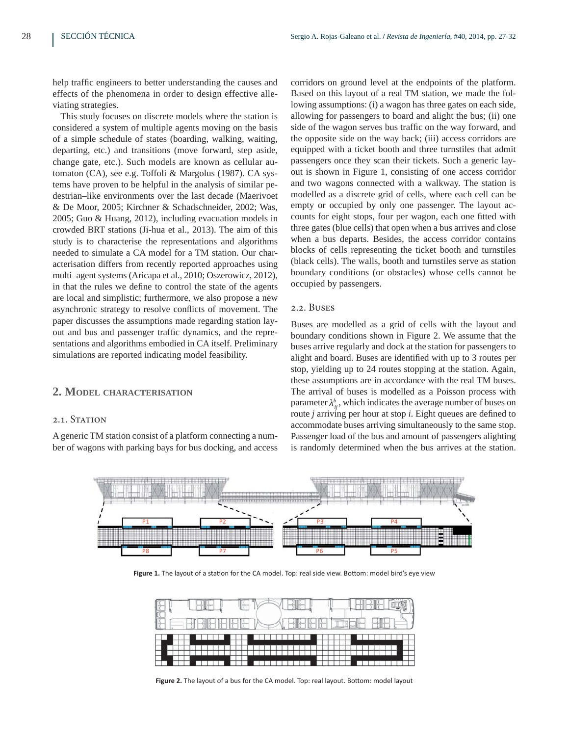help traffic engineers to better understanding the causes and effects of the phenomena in order to design effective alleviating strategies.

This study focuses on discrete models where the station is considered a system of multiple agents moving on the basis of a simple schedule of states (boarding, walking, waiting, departing, etc.) and transitions (move forward, step aside, change gate, etc.). Such models are known as cellular automaton (CA), see e.g. Toffoli & Margolus (1987). CA systems have proven to be helpful in the analysis of similar pedestrian–like environments over the last decade (Maerivoet & De Moor, 2005; Kirchner & Schadschneider, 2002; Was, 2005; Guo & Huang, 2012), including evacuation models in crowded BRT stations (Ji-hua et al., 2013). The aim of this study is to characterise the representations and algorithms needed to simulate a CA model for a TM station. Our characterisation differs from recently reported approaches using multi–agent systems (Aricapa et al., 2010; Oszerowicz, 2012), in that the rules we define to control the state of the agents are local and simplistic; furthermore, we also propose a new asynchronic strategy to resolve conflicts of movement. The paper discusses the assumptions made regarding station layout and bus and passenger traffic dynamics, and the representations and algorithms embodied in CA itself. Preliminary simulations are reported indicating model feasibility.

## 2. Model characterisation

### 2.1. Station

A generic TM station consist of a platform connecting a number of wagons with parking bays for bus docking, and access corridors on ground level at the endpoints of the platform. Based on this layout of a real TM station, we made the following assumptions: (i) a wagon has three gates on each side, allowing for passengers to board and alight the bus; (ii) one side of the wagon serves bus traffic on the way forward, and the opposite side on the way back; (iii) access corridors are equipped with a ticket booth and three turnstiles that admit passengers once they scan their tickets. Such a generic layout is shown in Figure 1, consisting of one access corridor and two wagons connected with a walkway. The station is modelled as a discrete grid of cells, where each cell can be empty or occupied by only one passenger. The layout accounts for eight stops, four per wagon, each one fitted with three gates (blue cells) that open when a bus arrives and close when a bus departs. Besides, the access corridor contains blocks of cells representing the ticket booth and turnstiles (black cells). The walls, booth and turnstiles serve as station boundary conditions (or obstacles) whose cells cannot be occupied by passengers.

### 2.2. Buses

Buses are modelled as a grid of cells with the layout and boundary conditions shown in Figure 2. We assume that the buses arrive regularly and dock at the station for passengers to alight and board. Buses are identified with up to 3 routes per stop, yielding up to 24 routes stopping at the station. Again, these assumptions are in accordance with the real TM buses. The arrival of buses is modelled as a Poisson process with parameter $\lambda^{b}_{ij}$, which indicates the average number of buses on route *j* arriving per hour at stop *i*. Eight queues are defined to accommodate buses arriving simultaneously to the same stop. Passenger load of the bus and amount of passengers alighting is randomly determined when the bus arrives at the station.

**Figure 1.** The layout of a station for the CA model. Top: real side view. Bottom: model bird's eye view

**Figure 2.** The layout of a bus for the CA model. Top: real layout. Bottom: model layout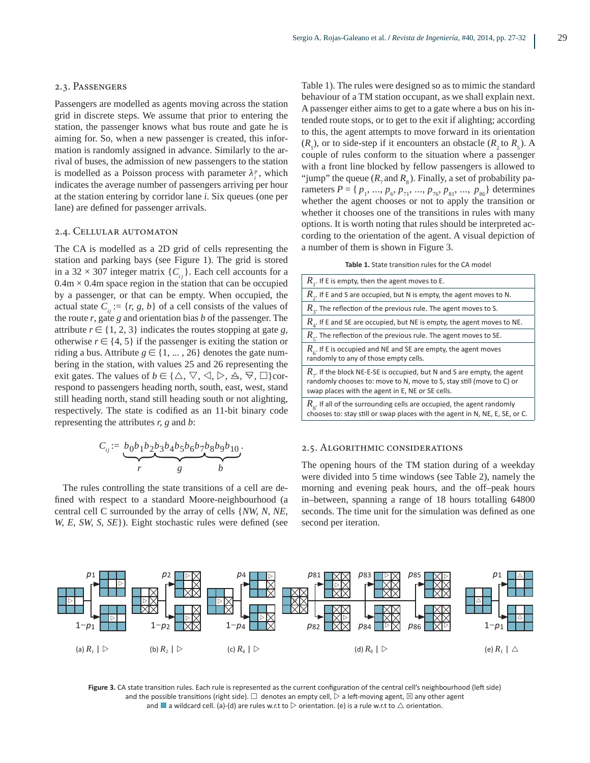## 2.3. Passengers

Passengers are modelled as agents moving across the station grid in discrete steps. We assume that prior to entering the station, the passenger knows what bus route and gate he is aiming for. So, when a new passenger is created, this information is randomly assigned in advance. Similarly to the arrival of buses, the admission of new passengers to the station is modelled as a Poisson process with parameter $\lambda_i^p$, which indicates the average number of passengers arriving per hour at the station entering by corridor lane $i$. Six queues (one per lane) are defined for passenger arrivals.

## 2.4. Cellular automaton

The CA is modelled as a 2D grid of cells representing the station and parking bays (see Figure 1). The grid is stored in a 32 × 307 integer matrix $\{C_{ij}\}$. Each cell accounts for a 0.4m × 0.4m space region in the station that can be occupied by a passenger, or that can be empty. When occupied, the actual state $C_{ij} := \{r, g, b\}$ of a cell consists of the values of the route $r$, gate $g$ and orientation bias $b$ of the passenger. The attribute $r \in \{1, 2, 3\}$ indicates the routes stopping at gate $g$, otherwise $r \in \{4, 5\}$ if the passenger is exiting the station or riding a bus. Attribute $g \in \{1, ... , 26\}$ denotes the gate numbering in the station, with values 25 and 26 representing the exit gates. The values of $b \in \{\triangle, \triangledown, \triangleleft, \triangleright, ⧊, ⧩, \square\}$ correspond to passengers heading north, south, east, west, stand still heading north, stand still heading south or not alighting, respectively. The state is codified as an 11-bit binary code representing the attributes $r$, $g$ and $b$:

$$C_{ij} := \underbrace{b_0 b_1 b_2}_{r}\underbrace{b_3 b_4 b_5 b_6 b_7}_{g}\underbrace{b_8 b_9 b_{10}}_{b}.$$

The rules controlling the state transitions of a cell are defined with respect to a standard Moore-neighbourhood (a central cell C surrounded by the array of cells {*NW, N, NE, W, E, SW, S, SE*}). Eight stochastic rules were defined (see Table 1). The rules were designed so as to mimic the standard behaviour of a TM station occupant, as we shall explain next. A passenger either aims to get to a gate where a bus on his intended route stops, or to get to the exit if alighting; according to this, the agent attempts to move forward in its orientation ($R_1$), or to side-step if it encounters an obstacle ($R_2$ to $R_5$). A couple of rules conform to the situation where a passenger with a front line blocked by fellow passengers is allowed to "jump" the queue ($R_7$ and $R_8$). Finally, a set of probability parameters $P = \{p_1, ..., p_6, p_{71}, ..., p_{76}, p_{81}, ..., p_{86}\}$ determines whether the agent chooses or not to apply the transition or whether it chooses one of the transitions in rules with many options. It is worth noting that rules should be interpreted according to the orientation of the agent. A visual depiction of a number of them is shown in Figure 3.

**Table 1.** State transition rules for the CA model

| Rule |
|---|
| $R_1$. If E is empty, then the agent moves to E. |
| $R_2$. If E and S are occupied, but N is empty, the agent moves to N. |
| $R_3$. The reflection of the previous rule. The agent moves to S. |
| $R_4$. If E and SE are occupied, but NE is empty, the agent moves to NE. |
| $R_5$. The reflection of the previous rule. The agent moves to SE. |
| $R_6$. If E is occupied and NE and SE are empty, the agent moves randomly to any of those empty cells. |
| $R_7$. If the block NE-E-SE is occupied, but N and S are empty, the agent randomly chooses to: move to N, move to S, stay still (move to C) or swap places with the agent in E, NE or SE cells. |
| $R_8$. If all of the surrounding cells are occupied, the agent randomly chooses to: stay still or swap places with the agent in N, NE, E, SE, or C. |

## 2.5. Algorithmic considerations

The opening hours of the TM station during of a weekday were divided into 5 time windows (see Table 2), namely the morning and evening peak hours, and the off–peak hours in–between, spanning a range of 18 hours totalling 64800 seconds. The time unit for the simulation was defined as one second per iteration.

(a) $R_1$ | ▷ (b) $R_2$ | ▷ (c) $R_4$ | ▷ (d) $R_8$ | ▷ (e) $R_1$ | △

**Figure 3.** CA state transition rules. Each rule is represented as the current configuration of the central cell's neighbourhood (left side) and the possible transitions (right side). □ denotes an empty cell, ▷ a left-moving agent, ☒ any other agent and ■ a wildcard cell. (a)-(d) are rules w.r.t to ▷ orientation. (e) is a rule w.r.t to △ orientation.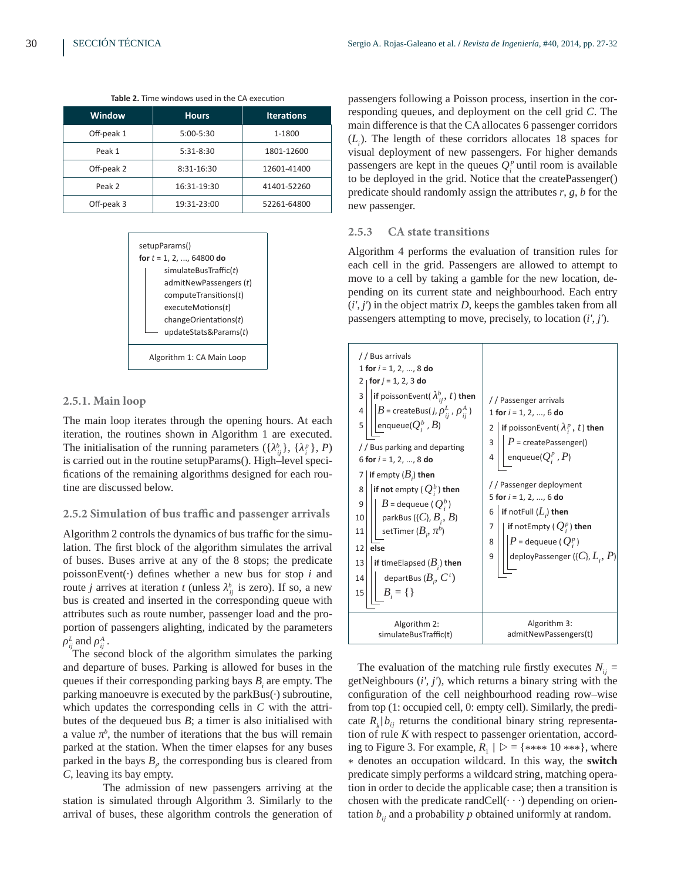**Table 2.** Time windows used in the CA execution

| Window | Hours | Iterations |
|---|---|---|
| Off-peak 1 | 5:00-5:30 | 1-1800 |
| Peak 1 | 5:31-8:30 | 1801-12600 |
| Off-peak 2 | 8:31-16:30 | 12601-41400 |
| Peak 2 | 16:31-19:30 | 41401-52260 |
| Off-peak 3 | 19:31-23:00 | 52261-64800 |

```
setupParams()
for t = 1, 2, ..., 64800 do
    simulateBusTraffic(t)
    admitNewPassengers (t)
    computeTransitions(t)
    executeMotions(t)
    changeOrientations(t)
    updateStats&Params(t)
```

Algorithm 1: CA Main Loop

### 2.5.1. Main loop

The main loop iterates through the opening hours. At each iteration, the routines shown in Algorithm 1 are executed. The initialisation of the running parameters ($\{\lambda^b_{ij}\}$, $\{\lambda^p_i\}$, $P$) is carried out in the routine setupParams(). High–level specifications of the remaining algorithms designed for each routine are discussed below.

### 2.5.2 Simulation of bus traffic and passenger arrivals

Algorithm 2 controls the dynamics of bus traffic for the simulation. The first block of the algorithm simulates the arrival of buses. Buses arrive at any of the 8 stops; the predicate poissonEvent(·) defines whether a new bus for stop $i$ and route $j$ arrives at iteration $t$ (unless $\lambda^b_{ij}$ is zero). If so, a new bus is created and inserted in the corresponding queue with attributes such as route number, passenger load and the proportion of passengers alighting, indicated by the parameters $\rho^L_{ij}$ and $\rho^A_{ij}$.

The second block of the algorithm simulates the parking and departure of buses. Parking is allowed for buses in the queues if their corresponding parking bays $B_i$ are empty. The parking manoeuvre is executed by the parkBus(·) subroutine, which updates the corresponding cells in $C$ with the attributes of the dequeued bus $B$; a timer is also initialised with a value $\pi^b$, the number of iterations that the bus will remain parked at the station. When the timer elapses for any buses parked in the bays $B_i$, the corresponding bus is cleared from $C$, leaving its bay empty.

The admission of new passengers arriving at the station is simulated through Algorithm 3. Similarly to the arrival of buses, these algorithm controls the generation of passengers following a Poisson process, insertion in the corresponding queues, and deployment on the cell grid $C$. The main difference is that the CA allocates 6 passenger corridors ($L_i$). The length of these corridors allocates 18 spaces for visual deployment of new passengers. For higher demands passengers are kept in the queues $Q^p_i$ until room is available to be deployed in the grid. Notice that the createPassenger() predicate should randomly assign the attributes $r$, $g$, $b$ for the new passenger.

### 2.5.3 CA state transitions

Algorithm 4 performs the evaluation of transition rules for each cell in the grid. Passengers are allowed to attempt to move to a cell by taking a gamble for the new location, depending on its current state and neighbourhood. Each entry $(i', j')$ in the object matrix $D$, keeps the gambles taken from all passengers attempting to move, precisely, to location $(i', j')$.

```
// Bus arrivals
1  for i = 1, 2, ..., 8 do
2    for j = 1, 2, 3 do
3      if poissonEvent(λ^b_ij, t) then
4        B = createBus(j, ρ^L_ij, ρ^A_ij)
5        enqueue(Q^b_i, B)
// Bus parking and departing
6  for i = 1, 2, ..., 8 do
7    if empty (B_i) then
8      if not empty (Q^b_i) then
9        B = dequeue (Q^b_i)
10       parkBus ({C}, B_i, B)
11       setTimer (B_i, π^b)
12   else
13     if timeElapsed (B_i) then
14       departBus (B_i, C^t)
15       B_i = {}
```

Algorithm 2: simulateBusTraffic(t)

```
// Passenger arrivals
1 for i = 1, 2, ..., 6 do
2   if poissonEvent( λ^p_i, t) then
3     P = createPassenger()
4     enqueue(Q^p_i, P)
// Passenger deployment
5 for i = 1, 2, ..., 6 do
6   if notFull (L_i) then
7     if notEmpty ( Q^p_i) then
8       P = dequeue ( Q^p_i)
9       deployPassenger ({C}, L_i, P)
```

Algorithm 3: admitNewPassengers(t)

The evaluation of the matching rule firstly executes $N_{ij}$ = getNeighbours $(i', j')$, which returns a binary string with the configuration of the cell neighbourhood reading row–wise from top (1: occupied cell, 0: empty cell). Similarly, the predicate $R_k|b_{ij}$ returns the conditional binary string representation of rule $K$ with respect to passenger orientation, according to Figure 3. For example, $R_1 \mid \triangleright = \{{*}{*}{*}{*}\ 10\ {*}{*}{*}\}$, where $*$ denotes an occupation wildcard. In this way, the **switch** predicate simply performs a wildcard string, matching operation in order to decide the applicable case; then a transition is chosen with the predicate randCell$(\cdots)$ depending on orientation $b_{ij}$ and a probability $p$ obtained uniformly at random.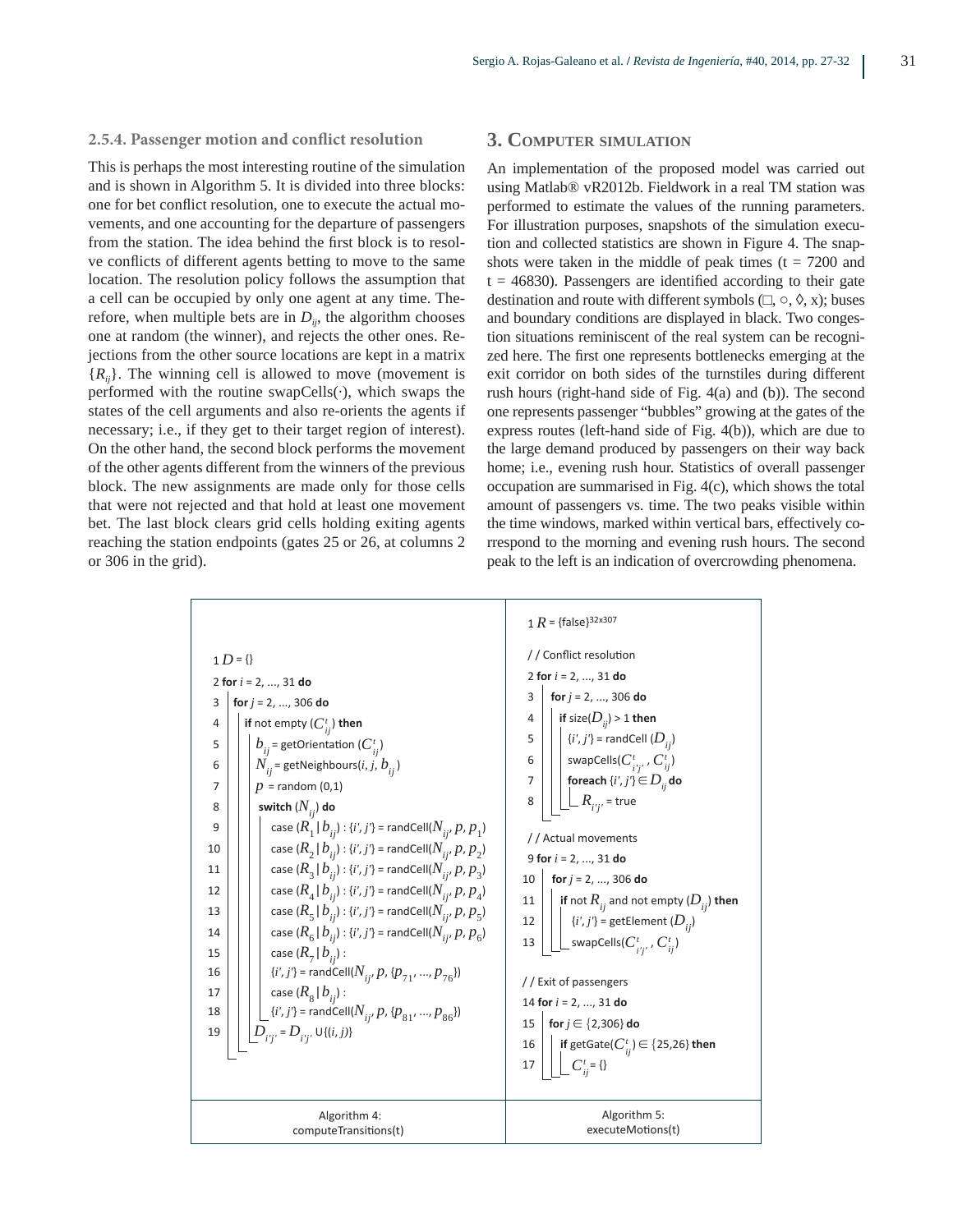### 2.5.4. Passenger motion and conflict resolution

This is perhaps the most interesting routine of the simulation and is shown in Algorithm 5. It is divided into three blocks: one for bet conflict resolution, one to execute the actual movements, and one accounting for the departure of passengers from the station. The idea behind the first block is to resolve conflicts of different agents betting to move to the same location. The resolution policy follows the assumption that a cell can be occupied by only one agent at any time. Therefore, when multiple bets are in $D_{ij}$, the algorithm chooses one at random (the winner), and rejects the other ones. Rejections from the other source locations are kept in a matrix $\{R_{ij}\}$. The winning cell is allowed to move (movement is performed with the routine swapCells(·), which swaps the states of the cell arguments and also re-orients the agents if necessary; i.e., if they get to their target region of interest). On the other hand, the second block performs the movement of the other agents different from the winners of the previous block. The new assignments are made only for those cells that were not rejected and that hold at least one movement bet. The last block clears grid cells holding exiting agents reaching the station endpoints (gates 25 or 26, at columns 2 or 306 in the grid).

## 3. Computer simulation

An implementation of the proposed model was carried out using Matlab® vR2012b. Fieldwork in a real TM station was performed to estimate the values of the running parameters. For illustration purposes, snapshots of the simulation execution and collected statistics are shown in Figure 4. The snapshots were taken in the middle of peak times (t = 7200 and t = 46830). Passengers are identified according to their gate destination and route with different symbols (□, ○, ◊, x); buses and boundary conditions are displayed in black. Two congestion situations reminiscent of the real system can be recognized here. The first one represents bottlenecks emerging at the exit corridor on both sides of the turnstiles during different rush hours (right-hand side of Fig. 4(a) and (b)). The second one represents passenger "bubbles" growing at the gates of the express routes (left-hand side of Fig. 4(b)), which are due to the large demand produced by passengers on their way back home; i.e., evening rush hour. Statistics of overall passenger occupation are summarised in Fig. 4(c), which shows the total amount of passengers vs. time. The two peaks visible within the time windows, marked within vertical bars, effectively correspond to the morning and evening rush hours. The second peak to the left is an indication of overcrowding phenomena.

```
1  D = {}
2  for i = 2, ..., 31 do
3    for j = 2, ..., 306 do
4      if not empty (C^t_ij) then
5        b_ij = getOrientation (C^t_ij)
6        N_ij = getNeighbours(i, j, b_ij)
7        p = random (0,1)
8        switch (N_ij) do
9          case (R_1 | b_ij) : {i', j'} = randCell(N_ij, p, p_1)
10         case (R_2 | b_ij) : {i', j'} = randCell(N_ij, p, p_2)
11         case (R_3 | b_ij) : {i', j'} = randCell(N_ij, p, p_3)
12         case (R_4 | b_ij) : {i', j'} = randCell(N_ij, p, p_4)
13         case (R_5 | b_ij) : {i', j'} = randCell(N_ij, p, p_5)
14         case (R_6 | b_ij) : {i', j'} = randCell(N_ij, p, p_6)
15         case (R_7 | b_ij) :
16           {i', j'} = randCell(N_ij, p, {p_71, ..., p_76})
17         case (R_8 | b_ij) :
18           {i', j'} = randCell(N_ij, p, {p_81, ..., p_86})
19       D_i'j' = D_i'j' ∪ {(i, j)}
```

Algorithm 4: computeTransitions(t)

```
1  R = {false}^(32x307)
   // Conflict resolution
2  for i = 2, ..., 31 do
3    for j = 2, ..., 306 do
4      if size(D_ij) > 1 then
5        {i', j'} = randCell (D_ij)
6        swapCells(C^t_i'j', C^t_ij)
7        foreach {i', j'} ∈ D_ij do
8          R_i'j' = true
   // Actual movements
9  for i = 2, ..., 31 do
10   for j = 2, ..., 306 do
11     if not R_ij and not empty (D_ij) then
12       {i', j'} = getElement (D_ij)
13       swapCells(C^t_i'j', C^t_ij)
   // Exit of passengers
14 for i = 2, ..., 31 do
15   for j ∈ {2,306} do
16     if getGate(C^t_ij) ∈ {25,26} then
17       C^t_ij = {}
```

Algorithm 5: executeMotions(t)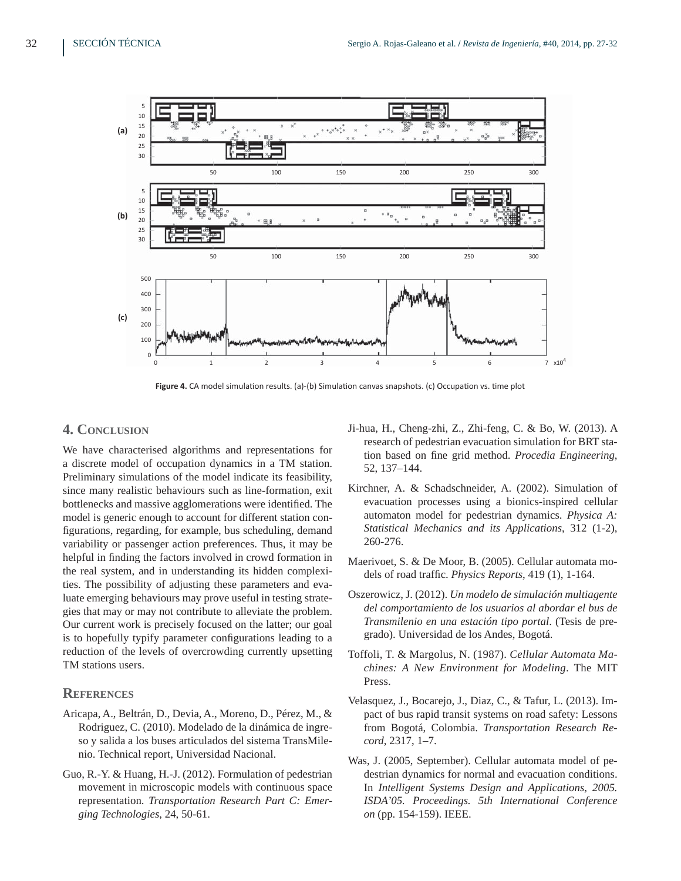(a)

5
10
15
20
25
30

50 100 150 200 250 300

(b)

5
10
15
20
25
30

50 100 150 200 250 300

(c)

500
400
300
200
100
0

0 1 2 3 4 5 6 7 x10$^4$

**Figure 4.** CA model simulation results. (a)-(b) Simulation canvas snapshots. (c) Occupation vs. time plot

## 4. Conclusion

We have characterised algorithms and representations for a discrete model of occupation dynamics in a TM station. Preliminary simulations of the model indicate its feasibility, since many realistic behaviours such as line-formation, exit bottlenecks and massive agglomerations were identified. The model is generic enough to account for different station configurations, regarding, for example, bus scheduling, demand variability or passenger action preferences. Thus, it may be helpful in finding the factors involved in crowd formation in the real system, and in understanding its hidden complexities. The possibility of adjusting these parameters and evaluate emerging behaviours may prove useful in testing strategies that may or may not contribute to alleviate the problem. Our current work is precisely focused on the latter; our goal is to hopefully typify parameter configurations leading to a reduction of the levels of overcrowding currently upsetting TM stations users.

## References

Aricapa, A., Beltrán, D., Devia, A., Moreno, D., Pérez, M., & Rodriguez, C. (2010). Modelado de la dinámica de ingreso y salida a los buses articulados del sistema TransMilenio. Technical report, Universidad Nacional.

Guo, R.-Y. & Huang, H.-J. (2012). Formulation of pedestrian movement in microscopic models with continuous space representation. *Transportation Research Part C: Emerging Technologies*, 24, 50-61.

Ji-hua, H., Cheng-zhi, Z., Zhi-feng, C. & Bo, W. (2013). A research of pedestrian evacuation simulation for BRT station based on fine grid method. *Procedia Engineering*, 52, 137–144.

Kirchner, A. & Schadschneider, A. (2002). Simulation of evacuation processes using a bionics-inspired cellular automaton model for pedestrian dynamics. *Physica A: Statistical Mechanics and its Applications*, 312 (1-2), 260-276.

Maerivoet, S. & De Moor, B. (2005). Cellular automata models of road traffic. *Physics Reports*, 419 (1), 1-164.

Oszerowicz, J. (2012). *Un modelo de simulación multiagente del comportamiento de los usuarios al abordar el bus de Transmilenio en una estación tipo portal*. (Tesis de pregrado). Universidad de los Andes, Bogotá.

Toffoli, T. & Margolus, N. (1987). *Cellular Automata Machines: A New Environment for Modeling*. The MIT Press.

Velasquez, J., Bocarejo, J., Diaz, C., & Tafur, L. (2013). Impact of bus rapid transit systems on road safety: Lessons from Bogotá, Colombia. *Transportation Research Record*, 2317, 1–7.

Was, J. (2005, September). Cellular automata model of pedestrian dynamics for normal and evacuation conditions. In *Intelligent Systems Design and Applications, 2005. ISDA'05. Proceedings. 5th International Conference on* (pp. 154-159). IEEE.